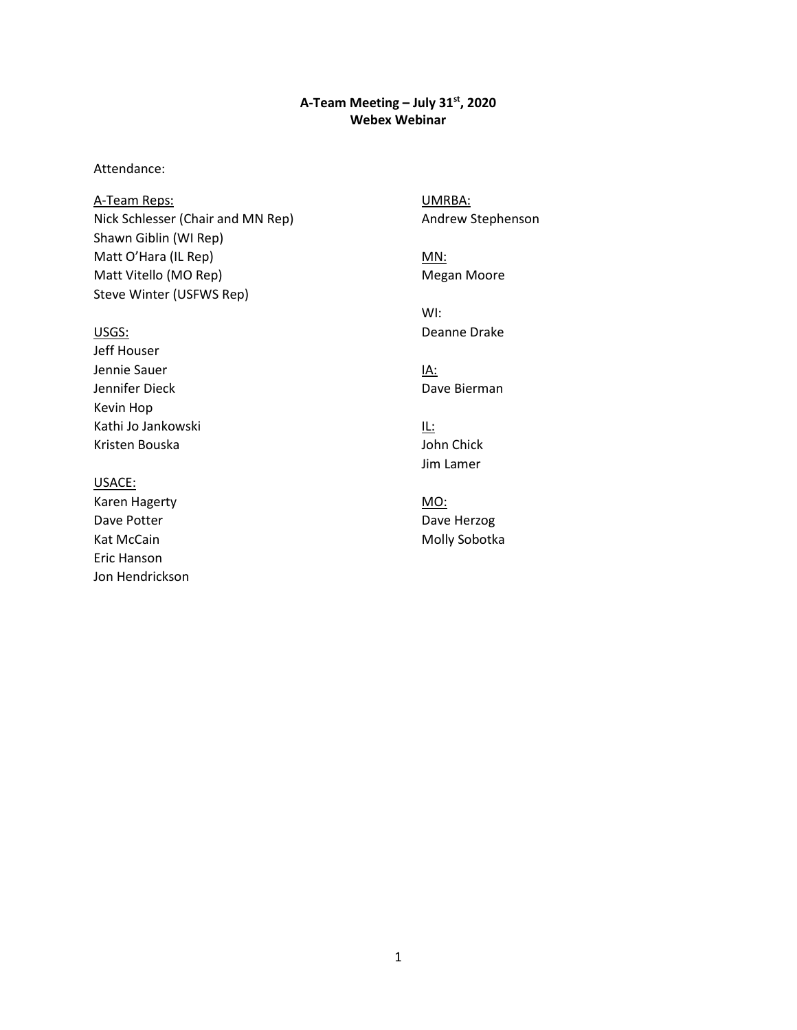# A-Team Meeting – July 31st, 2020
## Webex Webinar

Attendance:

A-Team Reps:
Nick Schlesser (Chair and MN Rep)
Shawn Giblin (WI Rep)
Matt O'Hara (IL Rep)
Matt Vitello (MO Rep)
Steve Winter (USFWS Rep)

USGS:
Jeff Houser
Jennie Sauer
Jennifer Dieck
Kevin Hop
Kathi Jo Jankowski
Kristen Bouska

USACE:
Karen Hagerty
Dave Potter
Kat McCain
Eric Hanson
Jon Hendrickson

UMRBA:
Andrew Stephenson

MN:
Megan Moore

WI:
Deanne Drake

IA:
Dave Bierman

IL:
John Chick
Jim Lamer

MO:
Dave Herzog
Molly Sobotka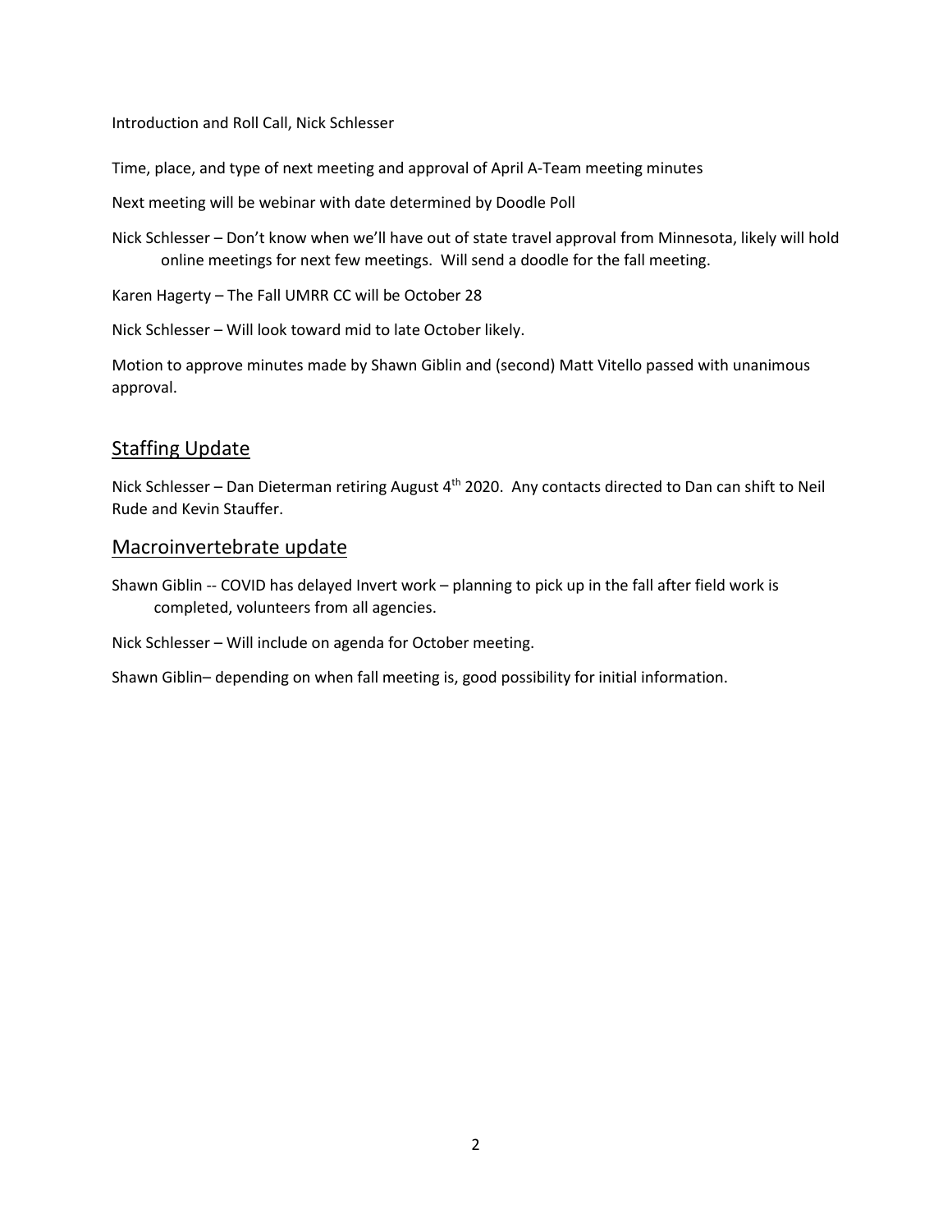Introduction and Roll Call, Nick Schlesser

Time, place, and type of next meeting and approval of April A-Team meeting minutes

Next meeting will be webinar with date determined by Doodle Poll

Nick Schlesser – Don't know when we'll have out of state travel approval from Minnesota, likely will hold online meetings for next few meetings. Will send a doodle for the fall meeting.

Karen Hagerty – The Fall UMRR CC will be October 28

Nick Schlesser – Will look toward mid to late October likely.

Motion to approve minutes made by Shawn Giblin and (second) Matt Vitello passed with unanimous approval.

## Staffing Update

Nick Schlesser – Dan Dieterman retiring August 4th 2020. Any contacts directed to Dan can shift to Neil Rude and Kevin Stauffer.

## Macroinvertebrate update

Shawn Giblin -- COVID has delayed Invert work – planning to pick up in the fall after field work is completed, volunteers from all agencies.

Nick Schlesser – Will include on agenda for October meeting.

Shawn Giblin– depending on when fall meeting is, good possibility for initial information.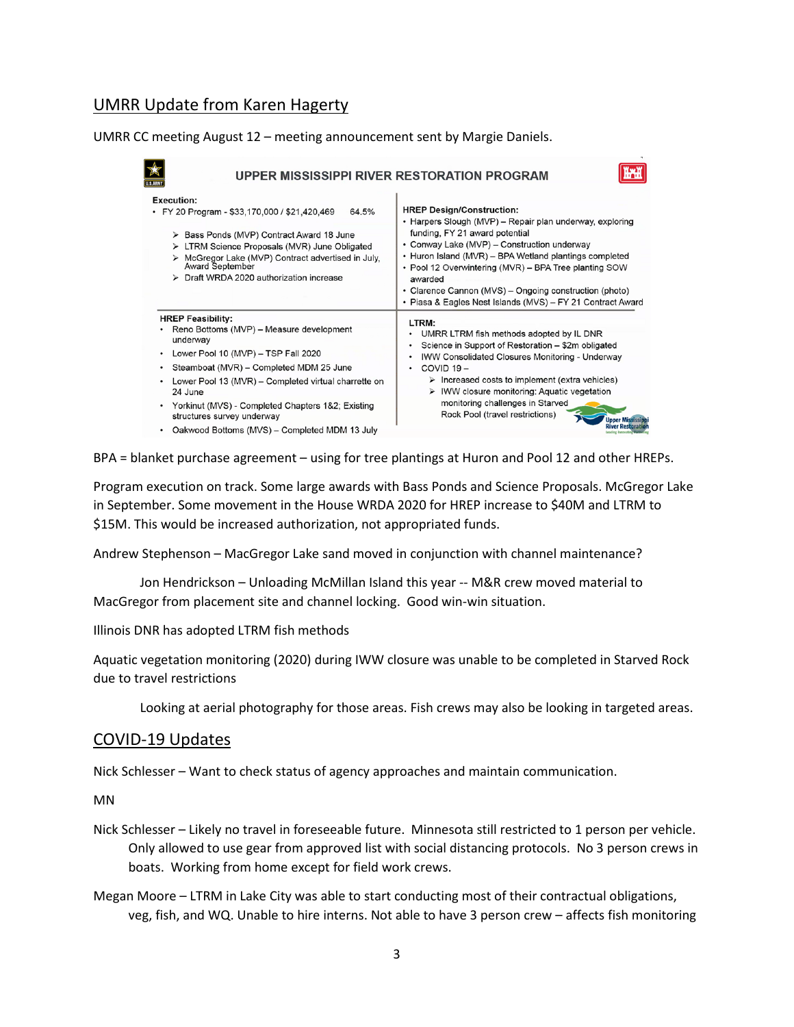## UMRR Update from Karen Hagerty

UMRR CC meeting August 12 – meeting announcement sent by Margie Daniels.

**UPPER MISSISSIPPI RIVER RESTORATION PROGRAM**

**Execution:**

- FY 20 Program - $33,170,000 / $21,420,469 64.5%
  - Bass Ponds (MVP) Contract Award 18 June
  - LTRM Science Proposals (MVR) June Obligated
  - McGregor Lake (MVP) Contract advertised in July, Award September
  - Draft WRDA 2020 authorization increase

**HREP Design/Construction:**

- Harpers Slough (MVP) – Repair plan underway, exploring funding, FY 21 award potential
- Conway Lake (MVP) – Construction underway
- Huron Island (MVR) – BPA Wetland plantings completed
- Pool 12 Overwintering (MVR) – BPA Tree planting SOW awarded
- Clarence Cannon (MVS) – Ongoing construction (photo)
- Piasa & Eagles Nest Islands (MVS) – FY 21 Contract Award

**HREP Feasibility:**

- Reno Bottoms (MVP) – Measure development underway
- Lower Pool 10 (MVP) – TSP Fall 2020
- Steamboat (MVR) – Completed MDM 25 June
- Lower Pool 13 (MVR) – Completed virtual charrette on 24 June
- Yorkinut (MVS) - Completed Chapters 1&2; Existing structures survey underway
- Oakwood Bottoms (MVS) – Completed MDM 13 July

**LTRM:**

- UMRR LTRM fish methods adopted by IL DNR
- Science in Support of Restoration – $2m obligated
- IWW Consolidated Closures Monitoring - Underway
- COVID 19 –
  - Increased costs to implement (extra vehicles)
  - IWW closure monitoring: Aquatic vegetation monitoring challenges in Starved Rock Pool (travel restrictions)

BPA = blanket purchase agreement – using for tree plantings at Huron and Pool 12 and other HREPs.

Program execution on track. Some large awards with Bass Ponds and Science Proposals. McGregor Lake in September. Some movement in the House WRDA 2020 for HREP increase to $40M and LTRM to $15M. This would be increased authorization, not appropriated funds.

Andrew Stephenson – MacGregor Lake sand moved in conjunction with channel maintenance?

Jon Hendrickson – Unloading McMillan Island this year -- M&R crew moved material to MacGregor from placement site and channel locking. Good win-win situation.

Illinois DNR has adopted LTRM fish methods

Aquatic vegetation monitoring (2020) during IWW closure was unable to be completed in Starved Rock due to travel restrictions

Looking at aerial photography for those areas. Fish crews may also be looking in targeted areas.

## COVID-19 Updates

Nick Schlesser – Want to check status of agency approaches and maintain communication.

MN

Nick Schlesser – Likely no travel in foreseeable future. Minnesota still restricted to 1 person per vehicle. Only allowed to use gear from approved list with social distancing protocols. No 3 person crews in boats. Working from home except for field work crews.

Megan Moore – LTRM in Lake City was able to start conducting most of their contractual obligations, veg, fish, and WQ. Unable to hire interns. Not able to have 3 person crew – affects fish monitoring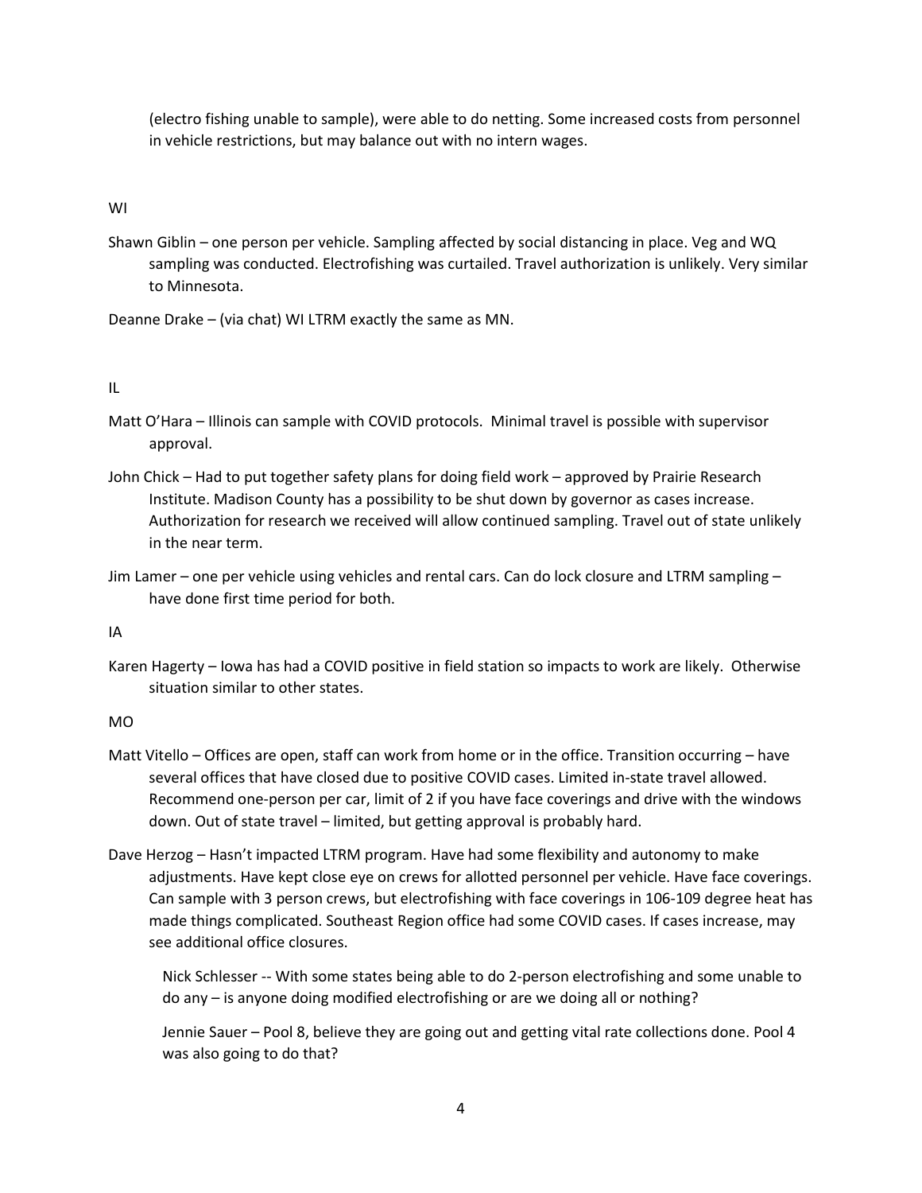(electro fishing unable to sample), were able to do netting. Some increased costs from personnel in vehicle restrictions, but may balance out with no intern wages.

WI

Shawn Giblin – one person per vehicle. Sampling affected by social distancing in place. Veg and WQ sampling was conducted. Electrofishing was curtailed. Travel authorization is unlikely. Very similar to Minnesota.

Deanne Drake – (via chat) WI LTRM exactly the same as MN.

IL

Matt O'Hara – Illinois can sample with COVID protocols. Minimal travel is possible with supervisor approval.

John Chick – Had to put together safety plans for doing field work – approved by Prairie Research Institute. Madison County has a possibility to be shut down by governor as cases increase. Authorization for research we received will allow continued sampling. Travel out of state unlikely in the near term.

Jim Lamer – one per vehicle using vehicles and rental cars. Can do lock closure and LTRM sampling – have done first time period for both.

IA

Karen Hagerty – Iowa has had a COVID positive in field station so impacts to work are likely. Otherwise situation similar to other states.

MO

Matt Vitello – Offices are open, staff can work from home or in the office. Transition occurring – have several offices that have closed due to positive COVID cases. Limited in-state travel allowed. Recommend one-person per car, limit of 2 if you have face coverings and drive with the windows down. Out of state travel – limited, but getting approval is probably hard.

Dave Herzog – Hasn't impacted LTRM program. Have had some flexibility and autonomy to make adjustments. Have kept close eye on crews for allotted personnel per vehicle. Have face coverings. Can sample with 3 person crews, but electrofishing with face coverings in 106-109 degree heat has made things complicated. Southeast Region office had some COVID cases. If cases increase, may see additional office closures.

> Nick Schlesser -- With some states being able to do 2-person electrofishing and some unable to do any – is anyone doing modified electrofishing or are we doing all or nothing?
>
> Jennie Sauer – Pool 8, believe they are going out and getting vital rate collections done. Pool 4 was also going to do that?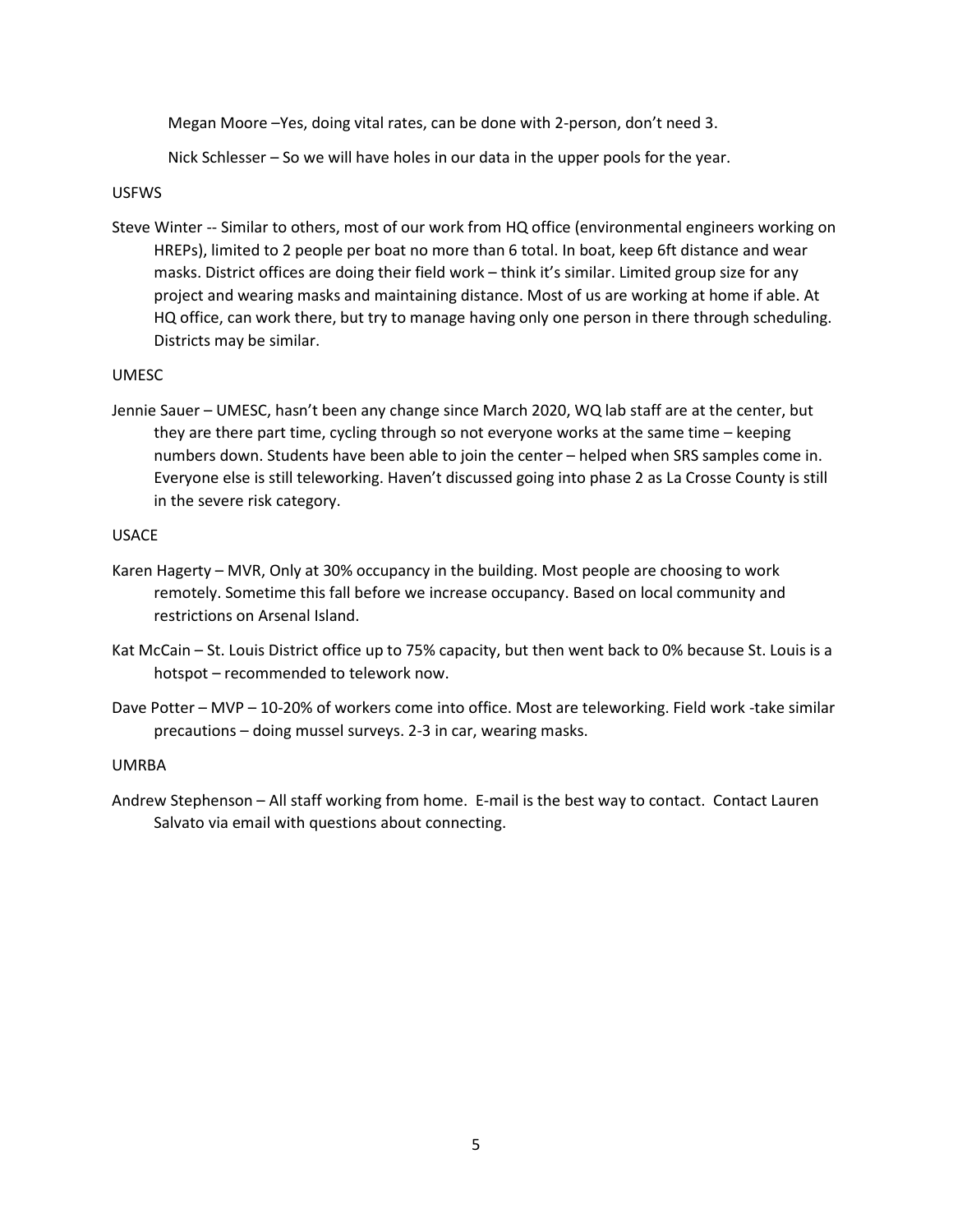Megan Moore –Yes, doing vital rates, can be done with 2-person, don't need 3.

Nick Schlesser – So we will have holes in our data in the upper pools for the year.

USFWS

Steve Winter -- Similar to others, most of our work from HQ office (environmental engineers working on HREPs), limited to 2 people per boat no more than 6 total. In boat, keep 6ft distance and wear masks. District offices are doing their field work – think it's similar. Limited group size for any project and wearing masks and maintaining distance. Most of us are working at home if able. At HQ office, can work there, but try to manage having only one person in there through scheduling. Districts may be similar.

UMESC

Jennie Sauer – UMESC, hasn't been any change since March 2020, WQ lab staff are at the center, but they are there part time, cycling through so not everyone works at the same time – keeping numbers down. Students have been able to join the center – helped when SRS samples come in. Everyone else is still teleworking. Haven't discussed going into phase 2 as La Crosse County is still in the severe risk category.

USACE

Karen Hagerty – MVR, Only at 30% occupancy in the building. Most people are choosing to work remotely. Sometime this fall before we increase occupancy. Based on local community and restrictions on Arsenal Island.

Kat McCain – St. Louis District office up to 75% capacity, but then went back to 0% because St. Louis is a hotspot – recommended to telework now.

Dave Potter – MVP – 10-20% of workers come into office. Most are teleworking. Field work -take similar precautions – doing mussel surveys. 2-3 in car, wearing masks.

UMRBA

Andrew Stephenson – All staff working from home. E-mail is the best way to contact. Contact Lauren Salvato via email with questions about connecting.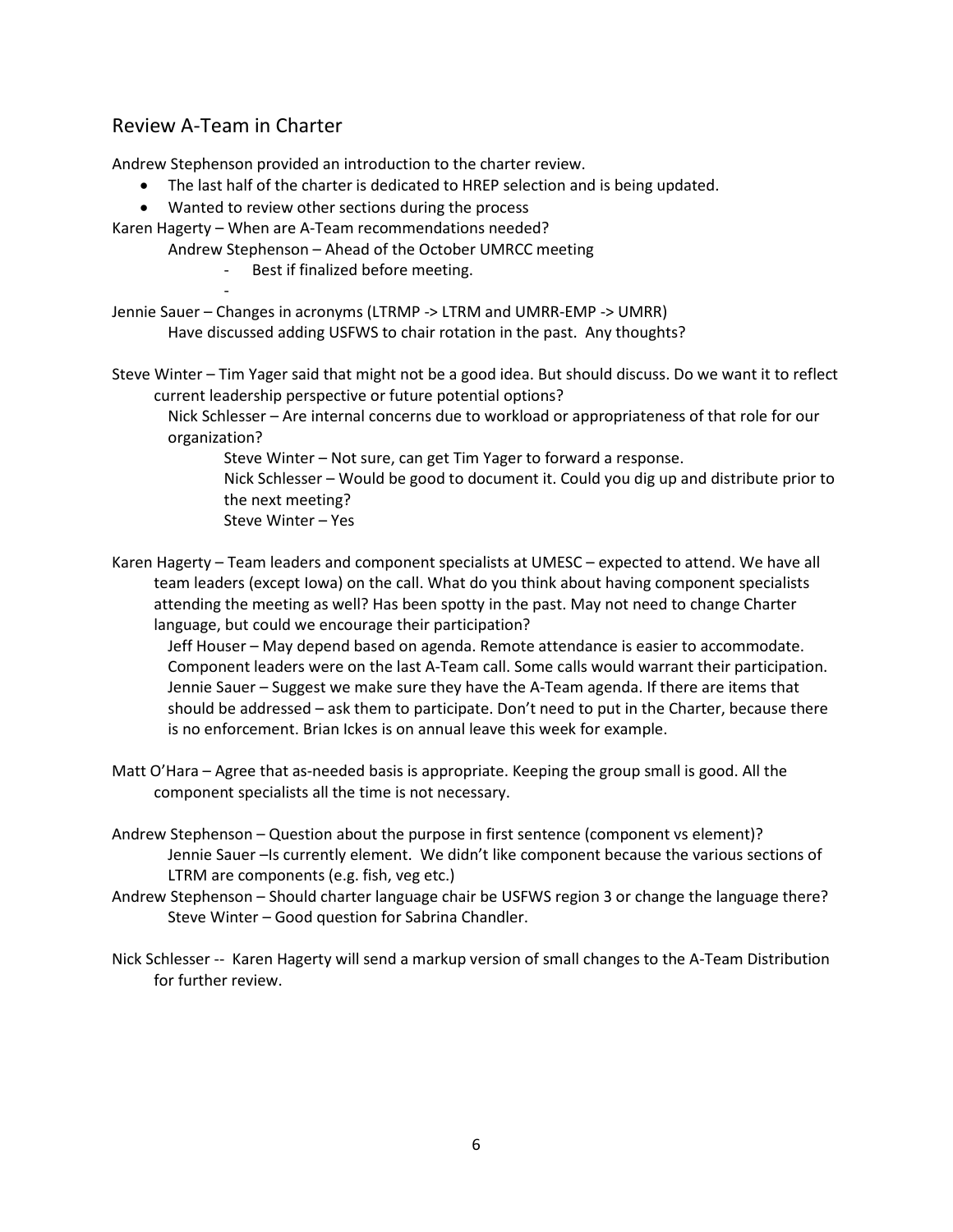## Review A-Team in Charter

Andrew Stephenson provided an introduction to the charter review.

- The last half of the charter is dedicated to HREP selection and is being updated.
- Wanted to review other sections during the process

Karen Hagerty – When are A-Team recommendations needed?

Andrew Stephenson – Ahead of the October UMRCC meeting

- Best if finalized before meeting.
-

Jennie Sauer – Changes in acronyms (LTRMP -> LTRM and UMRR-EMP -> UMRR)

Have discussed adding USFWS to chair rotation in the past. Any thoughts?

Steve Winter – Tim Yager said that might not be a good idea. But should discuss. Do we want it to reflect current leadership perspective or future potential options?

Nick Schlesser – Are internal concerns due to workload or appropriateness of that role for our organization?

Steve Winter – Not sure, can get Tim Yager to forward a response.

Nick Schlesser – Would be good to document it. Could you dig up and distribute prior to the next meeting?

Steve Winter – Yes

Karen Hagerty – Team leaders and component specialists at UMESC – expected to attend. We have all team leaders (except Iowa) on the call. What do you think about having component specialists attending the meeting as well? Has been spotty in the past. May not need to change Charter language, but could we encourage their participation?

Jeff Houser – May depend based on agenda. Remote attendance is easier to accommodate. Component leaders were on the last A-Team call. Some calls would warrant their participation.

Jennie Sauer – Suggest we make sure they have the A-Team agenda. If there are items that should be addressed – ask them to participate. Don't need to put in the Charter, because there is no enforcement. Brian Ickes is on annual leave this week for example.

Matt O'Hara – Agree that as-needed basis is appropriate. Keeping the group small is good. All the component specialists all the time is not necessary.

Andrew Stephenson – Question about the purpose in first sentence (component vs element)?

Jennie Sauer –Is currently element. We didn't like component because the various sections of LTRM are components (e.g. fish, veg etc.)

Andrew Stephenson – Should charter language chair be USFWS region 3 or change the language there?

Steve Winter – Good question for Sabrina Chandler.

Nick Schlesser -- Karen Hagerty will send a markup version of small changes to the A-Team Distribution for further review.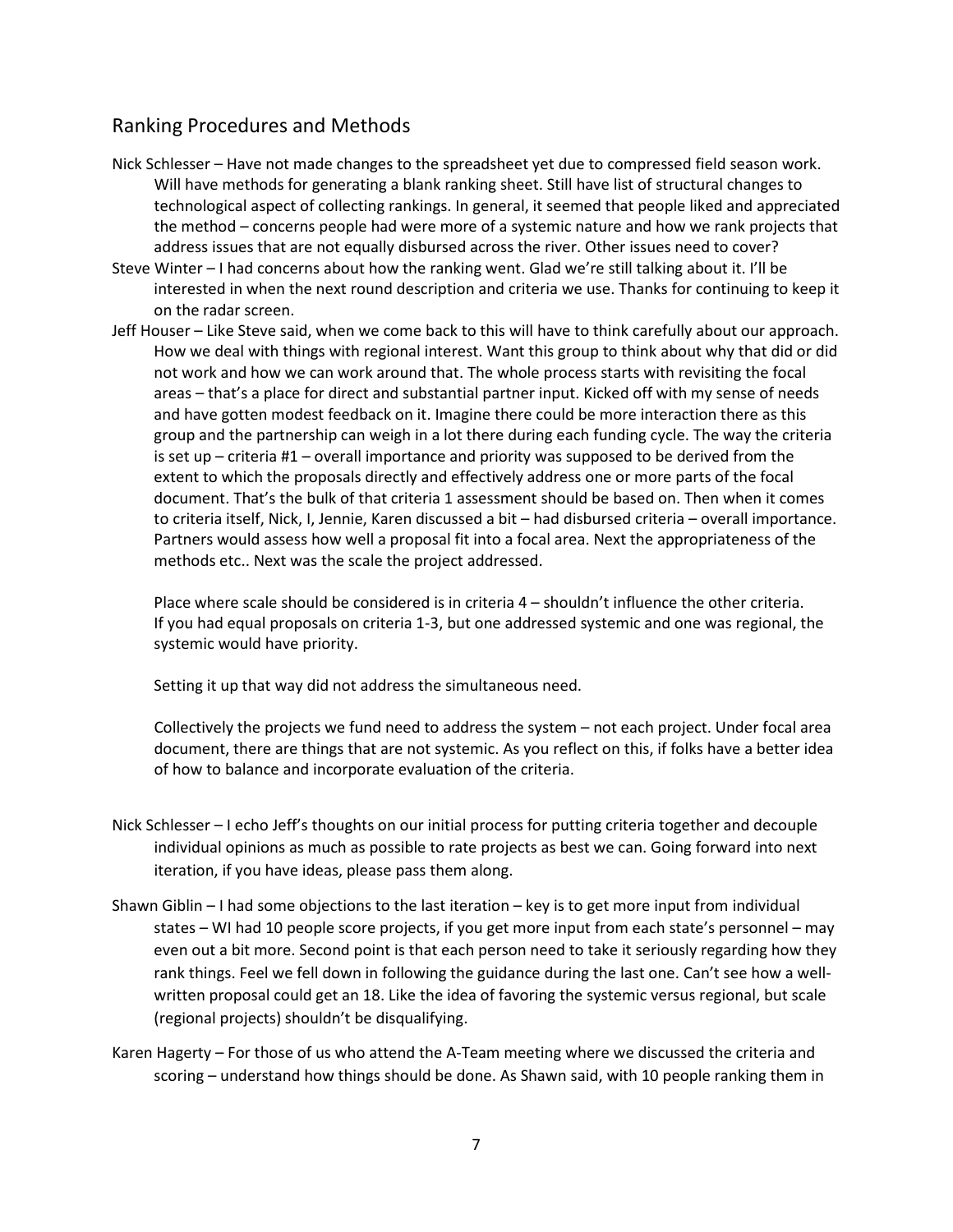## Ranking Procedures and Methods

Nick Schlesser – Have not made changes to the spreadsheet yet due to compressed field season work. Will have methods for generating a blank ranking sheet. Still have list of structural changes to technological aspect of collecting rankings. In general, it seemed that people liked and appreciated the method – concerns people had were more of a systemic nature and how we rank projects that address issues that are not equally disbursed across the river. Other issues need to cover?

Steve Winter – I had concerns about how the ranking went. Glad we're still talking about it. I'll be interested in when the next round description and criteria we use. Thanks for continuing to keep it on the radar screen.

Jeff Houser – Like Steve said, when we come back to this will have to think carefully about our approach. How we deal with things with regional interest. Want this group to think about why that did or did not work and how we can work around that. The whole process starts with revisiting the focal areas – that's a place for direct and substantial partner input. Kicked off with my sense of needs and have gotten modest feedback on it. Imagine there could be more interaction there as this group and the partnership can weigh in a lot there during each funding cycle. The way the criteria is set up – criteria #1 – overall importance and priority was supposed to be derived from the extent to which the proposals directly and effectively address one or more parts of the focal document. That's the bulk of that criteria 1 assessment should be based on. Then when it comes to criteria itself, Nick, I, Jennie, Karen discussed a bit – had disbursed criteria – overall importance. Partners would assess how well a proposal fit into a focal area. Next the appropriateness of the methods etc.. Next was the scale the project addressed.

Place where scale should be considered is in criteria 4 – shouldn't influence the other criteria. If you had equal proposals on criteria 1-3, but one addressed systemic and one was regional, the systemic would have priority.

Setting it up that way did not address the simultaneous need.

Collectively the projects we fund need to address the system – not each project. Under focal area document, there are things that are not systemic. As you reflect on this, if folks have a better idea of how to balance and incorporate evaluation of the criteria.

Nick Schlesser – I echo Jeff's thoughts on our initial process for putting criteria together and decouple individual opinions as much as possible to rate projects as best we can. Going forward into next iteration, if you have ideas, please pass them along.

Shawn Giblin – I had some objections to the last iteration – key is to get more input from individual states – WI had 10 people score projects, if you get more input from each state's personnel – may even out a bit more. Second point is that each person need to take it seriously regarding how they rank things. Feel we fell down in following the guidance during the last one. Can't see how a well-written proposal could get an 18. Like the idea of favoring the systemic versus regional, but scale (regional projects) shouldn't be disqualifying.

Karen Hagerty – For those of us who attend the A-Team meeting where we discussed the criteria and scoring – understand how things should be done. As Shawn said, with 10 people ranking them in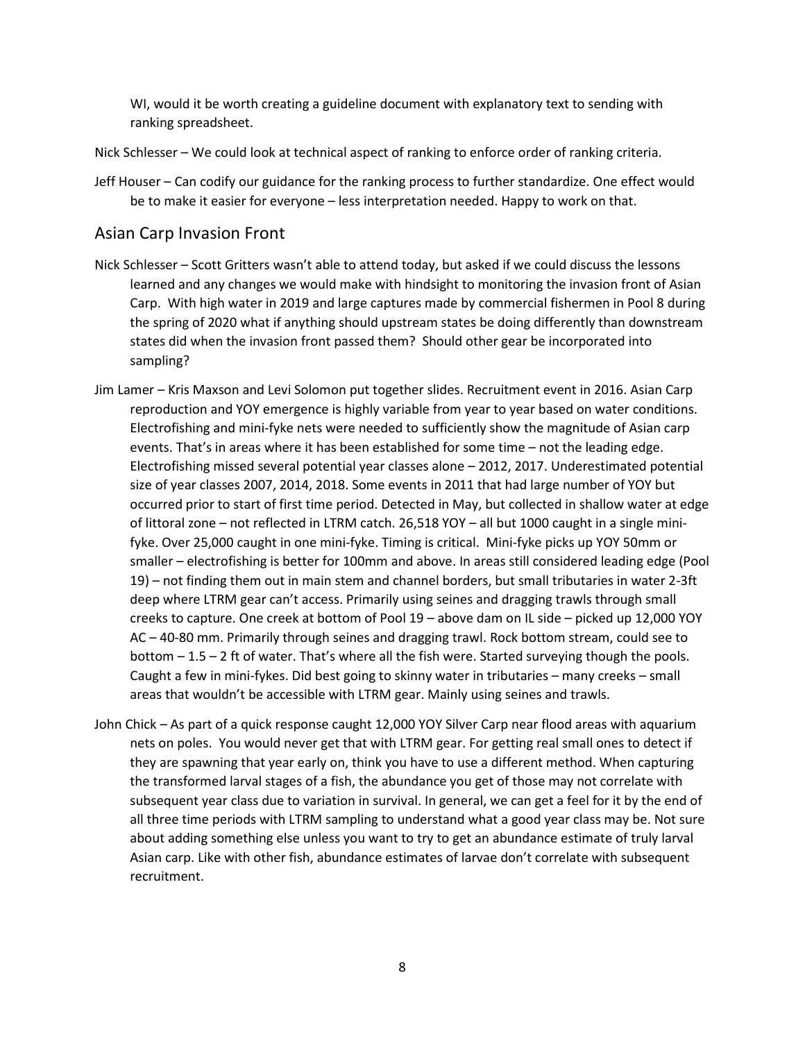WI, would it be worth creating a guideline document with explanatory text to sending with ranking spreadsheet.

Nick Schlesser – We could look at technical aspect of ranking to enforce order of ranking criteria.

Jeff Houser – Can codify our guidance for the ranking process to further standardize. One effect would be to make it easier for everyone – less interpretation needed. Happy to work on that.

## Asian Carp Invasion Front

Nick Schlesser – Scott Gritters wasn't able to attend today, but asked if we could discuss the lessons learned and any changes we would make with hindsight to monitoring the invasion front of Asian Carp. With high water in 2019 and large captures made by commercial fishermen in Pool 8 during the spring of 2020 what if anything should upstream states be doing differently than downstream states did when the invasion front passed them? Should other gear be incorporated into sampling?

Jim Lamer – Kris Maxson and Levi Solomon put together slides. Recruitment event in 2016. Asian Carp reproduction and YOY emergence is highly variable from year to year based on water conditions. Electrofishing and mini-fyke nets were needed to sufficiently show the magnitude of Asian carp events. That's in areas where it has been established for some time – not the leading edge. Electrofishing missed several potential year classes alone – 2012, 2017. Underestimated potential size of year classes 2007, 2014, 2018. Some events in 2011 that had large number of YOY but occurred prior to start of first time period. Detected in May, but collected in shallow water at edge of littoral zone – not reflected in LTRM catch. 26,518 YOY – all but 1000 caught in a single mini-fyke. Over 25,000 caught in one mini-fyke. Timing is critical. Mini-fyke picks up YOY 50mm or smaller – electrofishing is better for 100mm and above. In areas still considered leading edge (Pool 19) – not finding them out in main stem and channel borders, but small tributaries in water 2-3ft deep where LTRM gear can't access. Primarily using seines and dragging trawls through small creeks to capture. One creek at bottom of Pool 19 – above dam on IL side – picked up 12,000 YOY AC – 40-80 mm. Primarily through seines and dragging trawl. Rock bottom stream, could see to bottom – 1.5 – 2 ft of water. That's where all the fish were. Started surveying though the pools. Caught a few in mini-fykes. Did best going to skinny water in tributaries – many creeks – small areas that wouldn't be accessible with LTRM gear. Mainly using seines and trawls.

John Chick – As part of a quick response caught 12,000 YOY Silver Carp near flood areas with aquarium nets on poles. You would never get that with LTRM gear. For getting real small ones to detect if they are spawning that year early on, think you have to use a different method. When capturing the transformed larval stages of a fish, the abundance you get of those may not correlate with subsequent year class due to variation in survival. In general, we can get a feel for it by the end of all three time periods with LTRM sampling to understand what a good year class may be. Not sure about adding something else unless you want to try to get an abundance estimate of truly larval Asian carp. Like with other fish, abundance estimates of larvae don't correlate with subsequent recruitment.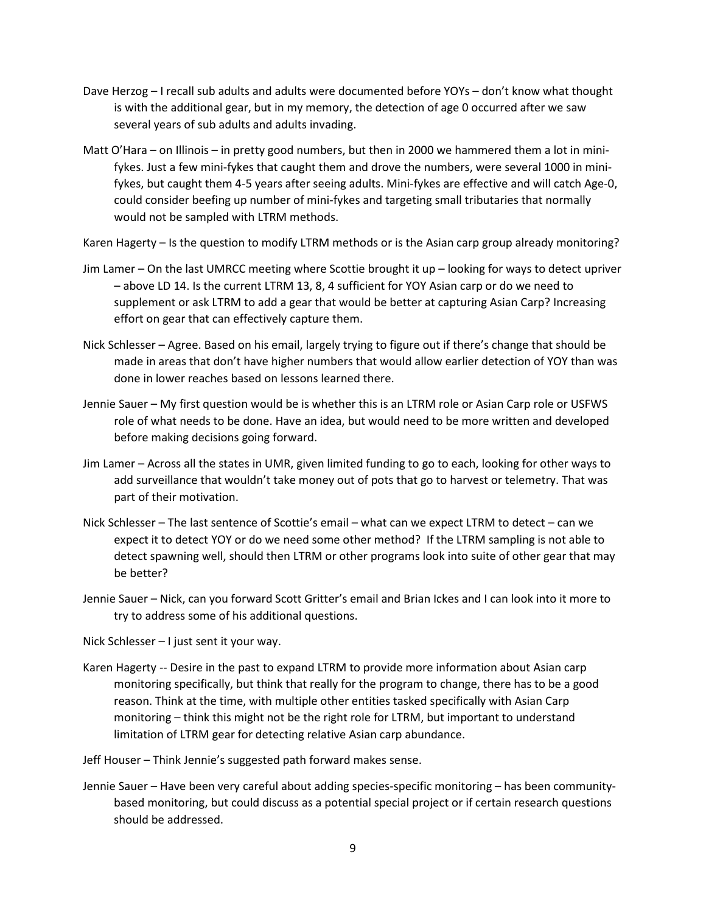Dave Herzog – I recall sub adults and adults were documented before YOYs – don't know what thought is with the additional gear, but in my memory, the detection of age 0 occurred after we saw several years of sub adults and adults invading.

Matt O'Hara – on Illinois – in pretty good numbers, but then in 2000 we hammered them a lot in mini-fykes. Just a few mini-fykes that caught them and drove the numbers, were several 1000 in mini-fykes, but caught them 4-5 years after seeing adults. Mini-fykes are effective and will catch Age-0, could consider beefing up number of mini-fykes and targeting small tributaries that normally would not be sampled with LTRM methods.

Karen Hagerty – Is the question to modify LTRM methods or is the Asian carp group already monitoring?

Jim Lamer – On the last UMRCC meeting where Scottie brought it up – looking for ways to detect upriver – above LD 14. Is the current LTRM 13, 8, 4 sufficient for YOY Asian carp or do we need to supplement or ask LTRM to add a gear that would be better at capturing Asian Carp? Increasing effort on gear that can effectively capture them.

Nick Schlesser – Agree. Based on his email, largely trying to figure out if there's change that should be made in areas that don't have higher numbers that would allow earlier detection of YOY than was done in lower reaches based on lessons learned there.

Jennie Sauer – My first question would be is whether this is an LTRM role or Asian Carp role or USFWS role of what needs to be done. Have an idea, but would need to be more written and developed before making decisions going forward.

Jim Lamer – Across all the states in UMR, given limited funding to go to each, looking for other ways to add surveillance that wouldn't take money out of pots that go to harvest or telemetry. That was part of their motivation.

Nick Schlesser – The last sentence of Scottie's email – what can we expect LTRM to detect – can we expect it to detect YOY or do we need some other method? If the LTRM sampling is not able to detect spawning well, should then LTRM or other programs look into suite of other gear that may be better?

Jennie Sauer – Nick, can you forward Scott Gritter's email and Brian Ickes and I can look into it more to try to address some of his additional questions.

Nick Schlesser – I just sent it your way.

Karen Hagerty -- Desire in the past to expand LTRM to provide more information about Asian carp monitoring specifically, but think that really for the program to change, there has to be a good reason. Think at the time, with multiple other entities tasked specifically with Asian Carp monitoring – think this might not be the right role for LTRM, but important to understand limitation of LTRM gear for detecting relative Asian carp abundance.

Jeff Houser – Think Jennie's suggested path forward makes sense.

Jennie Sauer – Have been very careful about adding species-specific monitoring – has been community-based monitoring, but could discuss as a potential special project or if certain research questions should be addressed.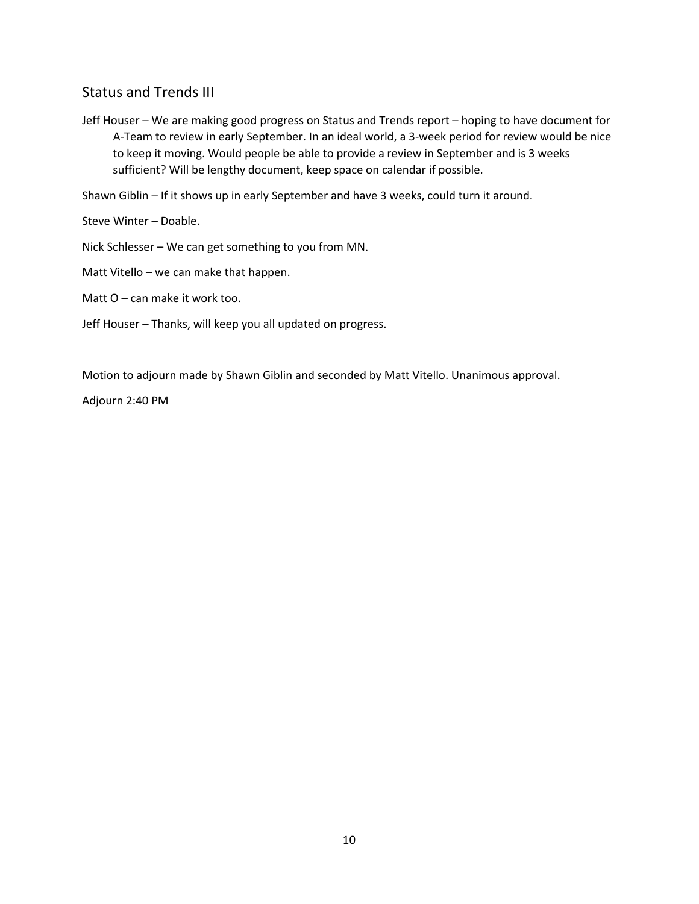## Status and Trends III

Jeff Houser – We are making good progress on Status and Trends report – hoping to have document for A-Team to review in early September. In an ideal world, a 3-week period for review would be nice to keep it moving. Would people be able to provide a review in September and is 3 weeks sufficient? Will be lengthy document, keep space on calendar if possible.

Shawn Giblin – If it shows up in early September and have 3 weeks, could turn it around.

Steve Winter – Doable.

Nick Schlesser – We can get something to you from MN.

Matt Vitello – we can make that happen.

Matt O – can make it work too.

Jeff Houser – Thanks, will keep you all updated on progress.

Motion to adjourn made by Shawn Giblin and seconded by Matt Vitello. Unanimous approval.

Adjourn 2:40 PM